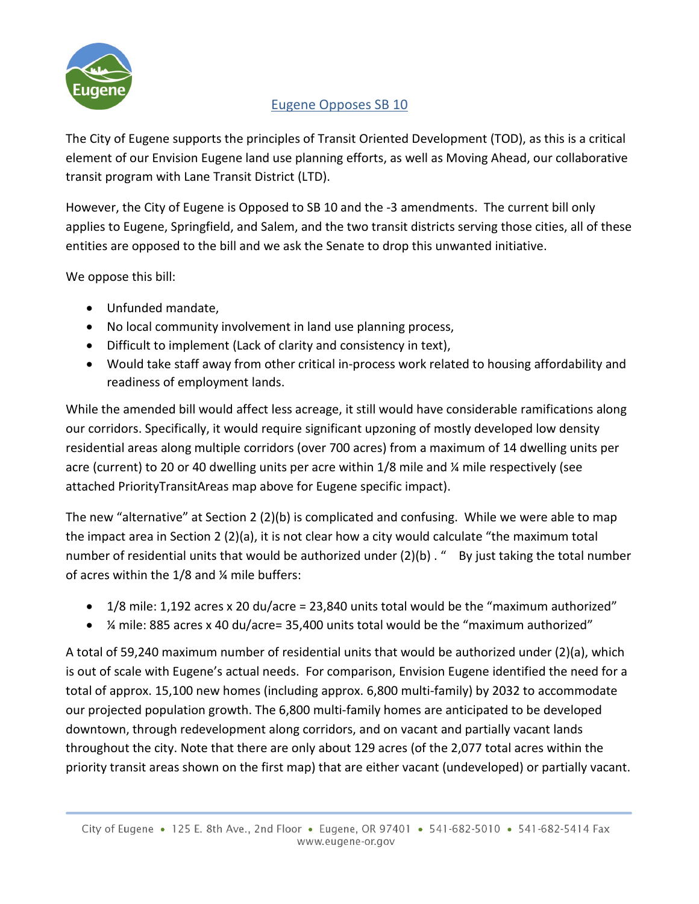# Eugene Opposes SB 10

The City of Eugene supports the principles of Transit Oriented Development (TOD), as this is a critical element of our Envision Eugene land use planning efforts, as well as Moving Ahead, our collaborative transit program with Lane Transit District (LTD).

However, the City of Eugene is Opposed to SB 10 and the -3 amendments. The current bill only applies to Eugene, Springfield, and Salem, and the two transit districts serving those cities, all of these entities are opposed to the bill and we ask the Senate to drop this unwanted initiative.

We oppose this bill:

- Unfunded mandate,
- No local community involvement in land use planning process,
- Difficult to implement (Lack of clarity and consistency in text),
- Would take staff away from other critical in-process work related to housing affordability and readiness of employment lands.

While the amended bill would affect less acreage, it still would have considerable ramifications along our corridors. Specifically, it would require significant upzoning of mostly developed low density residential areas along multiple corridors (over 700 acres) from a maximum of 14 dwelling units per acre (current) to 20 or 40 dwelling units per acre within 1/8 mile and ¼ mile respectively (see attached PriorityTransitAreas map above for Eugene specific impact).

The new "alternative" at Section 2 (2)(b) is complicated and confusing. While we were able to map the impact area in Section 2 (2)(a), it is not clear how a city would calculate "the maximum total number of residential units that would be authorized under (2)(b) . " By just taking the total number of acres within the 1/8 and ¼ mile buffers:

- 1/8 mile: 1,192 acres x 20 du/acre = 23,840 units total would be the "maximum authorized"
- ¼ mile: 885 acres x 40 du/acre= 35,400 units total would be the "maximum authorized"

A total of 59,240 maximum number of residential units that would be authorized under (2)(a), which is out of scale with Eugene's actual needs. For comparison, Envision Eugene identified the need for a total of approx. 15,100 new homes (including approx. 6,800 multi-family) by 2032 to accommodate our projected population growth. The 6,800 multi-family homes are anticipated to be developed downtown, through redevelopment along corridors, and on vacant and partially vacant lands throughout the city. Note that there are only about 129 acres (of the 2,077 total acres within the priority transit areas shown on the first map) that are either vacant (undeveloped) or partially vacant.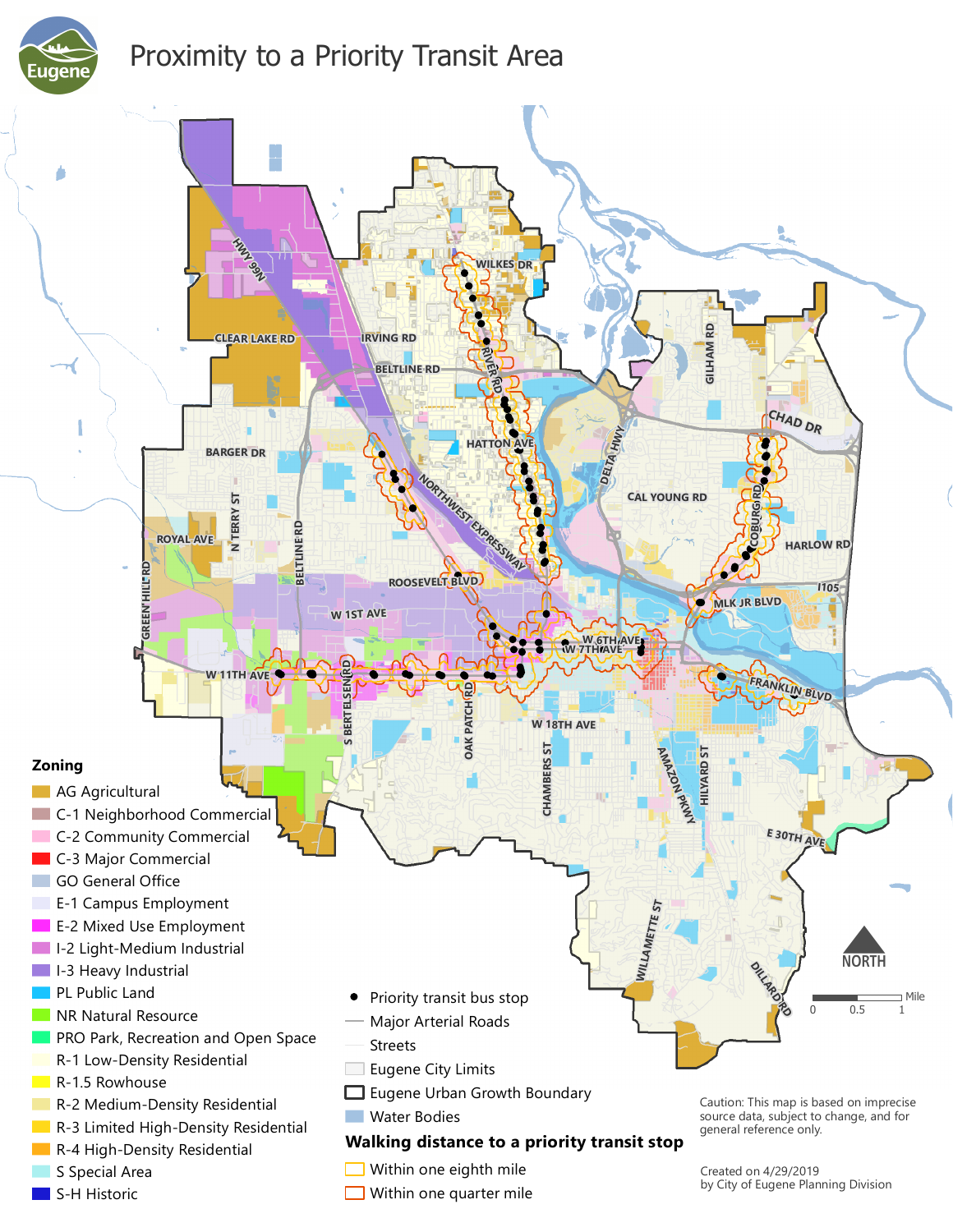# Proximity to a Priority Transit Area

Eugene

WILKES DR

HWY 99N

CLEAR LAKE RD

IRVING RD

BELTLINE RD

RIVER RD

GILHAM RD

CHAD DR

HATTON AVE

DELTA HWY

BARGER DR

NORTHWEST EXPRESSWAY

CAL YOUNG RD

COBURG RD

N TERRY ST

ROYAL AVE

HARLOW RD

BELTLINE RD

GREEN HILL RD

ROOSEVELT BLVD

I105

MLK JR BLVD

W 1ST AVE

W 6TH AVE

W 7TH AVE

W 11TH AVE

S BERTELSEN RD

OAK PATCH RD

FRANKLIN BLVD

W 18TH AVE

CHAMBERS ST

AMAZON PKWY

HILYARD ST

E 30TH AVE

WILLAMETTE ST

DILLARD RD

NORTH

0 0.5 1 Mile

**Zoning**

- AG Agricultural
- C-1 Neighborhood Commercial
- C-2 Community Commercial
- C-3 Major Commercial
- GO General Office
- E-1 Campus Employment
- E-2 Mixed Use Employment
- I-2 Light-Medium Industrial
- I-3 Heavy Industrial
- PL Public Land
- NR Natural Resource
- PRO Park, Recreation and Open Space
- R-1 Low-Density Residential
- R-1.5 Rowhouse
- R-2 Medium-Density Residential
- R-3 Limited High-Density Residential
- R-4 High-Density Residential
- S Special Area
- S-H Historic

- Priority transit bus stop
- Major Arterial Roads
- Streets
- Eugene City Limits
- Eugene Urban Growth Boundary
- Water Bodies

**Walking distance to a priority transit stop**

- Within one eighth mile
- Within one quarter mile

Caution: This map is based on imprecise source data, subject to change, and for general reference only.

Created on 4/29/2019
by City of Eugene Planning Division